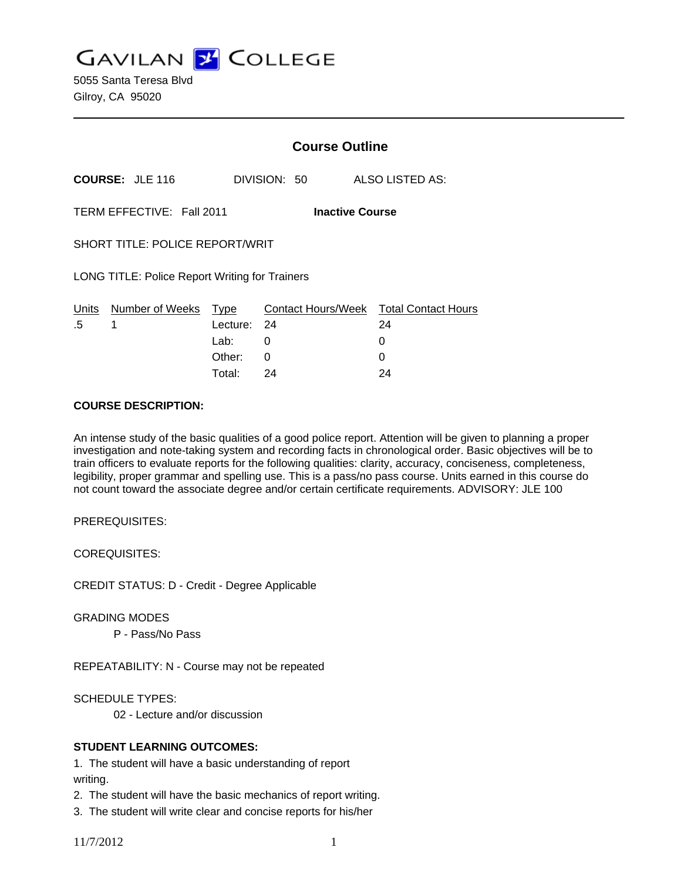# GAVILAN COLLEGE

5055 Santa Teresa Blvd
Gilroy, CA 95020

---

## Course Outline

**COURSE:** JLE 116 DIVISION: 50 ALSO LISTED AS:

TERM EFFECTIVE: Fall 2011 **Inactive Course**

SHORT TITLE: POLICE REPORT/WRIT

LONG TITLE: Police Report Writing for Trainers

| Units | Number of Weeks | Type | Contact Hours/Week | Total Contact Hours |
|---|---|---|---|---|
| .5 | 1 | Lecture: | 24 | 24 |
| | | Lab: | 0 | 0 |
| | | Other: | 0 | 0 |
| | | Total: | 24 | 24 |

**COURSE DESCRIPTION:**

An intense study of the basic qualities of a good police report. Attention will be given to planning a proper investigation and note-taking system and recording facts in chronological order. Basic objectives will be to train officers to evaluate reports for the following qualities: clarity, accuracy, conciseness, completeness, legibility, proper grammar and spelling use. This is a pass/no pass course. Units earned in this course do not count toward the associate degree and/or certain certificate requirements. ADVISORY: JLE 100

PREREQUISITES:

COREQUISITES:

CREDIT STATUS: D - Credit - Degree Applicable

GRADING MODES

P - Pass/No Pass

REPEATABILITY: N - Course may not be repeated

SCHEDULE TYPES:

02 - Lecture and/or discussion

**STUDENT LEARNING OUTCOMES:**

1. The student will have a basic understanding of report writing.
2. The student will have the basic mechanics of report writing.
3. The student will write clear and concise reports for his/her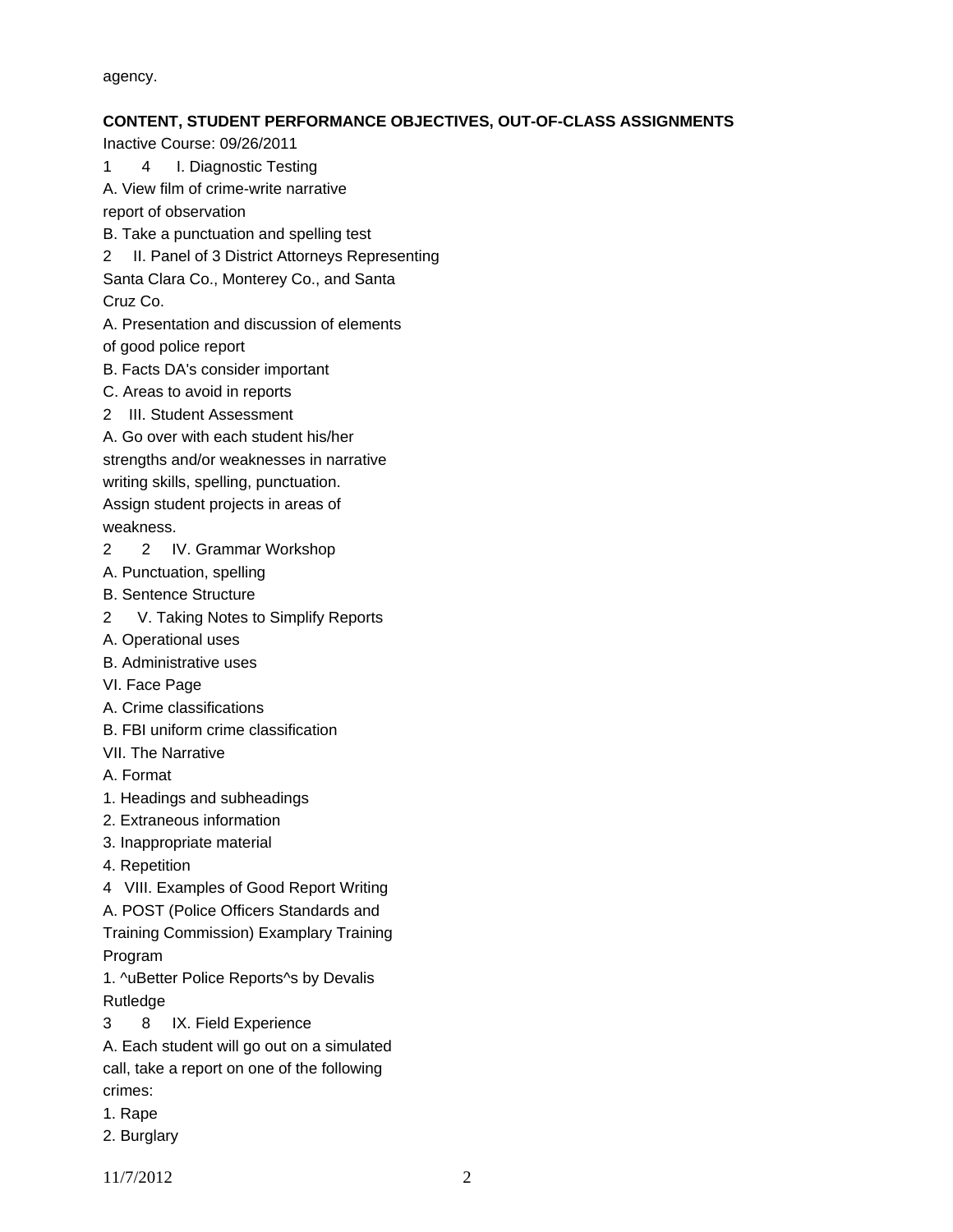agency.

**CONTENT, STUDENT PERFORMANCE OBJECTIVES, OUT-OF-CLASS ASSIGNMENTS**

Inactive Course: 09/26/2011

1 4 I. Diagnostic Testing

A. View film of crime-write narrative report of observation

B. Take a punctuation and spelling test

2 II. Panel of 3 District Attorneys Representing Santa Clara Co., Monterey Co., and Santa Cruz Co.

A. Presentation and discussion of elements of good police report

B. Facts DA's consider important

C. Areas to avoid in reports

2 III. Student Assessment

A. Go over with each student his/her strengths and/or weaknesses in narrative writing skills, spelling, punctuation. Assign student projects in areas of weakness.

2 2 IV. Grammar Workshop

A. Punctuation, spelling

B. Sentence Structure

2 V. Taking Notes to Simplify Reports

A. Operational uses

B. Administrative uses

VI. Face Page

A. Crime classifications

B. FBI uniform crime classification

VII. The Narrative

A. Format

1. Headings and subheadings
2. Extraneous information
3. Inappropriate material
4. Repetition

4 VIII. Examples of Good Report Writing

A. POST (Police Officers Standards and Training Commission) Examplary Training Program

1. ^uBetter Police Reports^s by Devalis Rutledge

3 8 IX. Field Experience

A. Each student will go out on a simulated call, take a report on one of the following crimes:

1. Rape
2. Burglary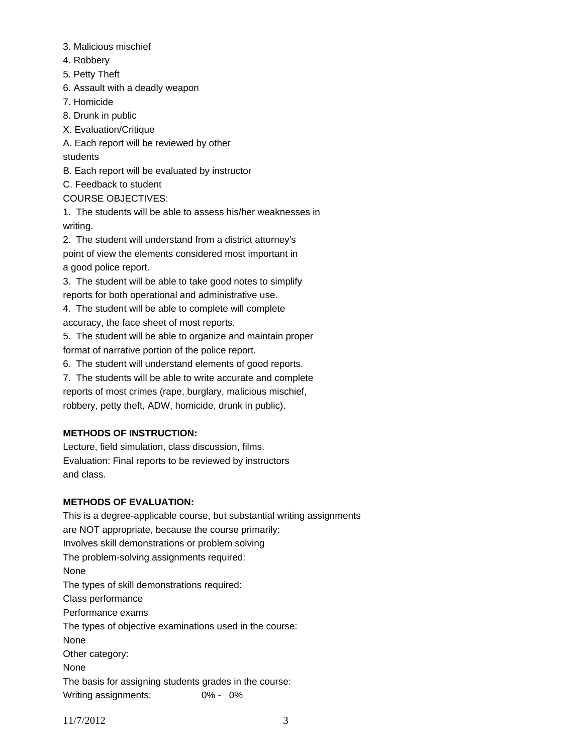3. Malicious mischief
4. Robbery
5. Petty Theft
6. Assault with a deadly weapon
7. Homicide
8. Drunk in public

X. Evaluation/Critique

A. Each report will be reviewed by other students

B. Each report will be evaluated by instructor

C. Feedback to student

COURSE OBJECTIVES:

1. The students will be able to assess his/her weaknesses in writing.
2. The student will understand from a district attorney's point of view the elements considered most important in a good police report.
3. The student will be able to take good notes to simplify reports for both operational and administrative use.
4. The student will be able to complete will complete accuracy, the face sheet of most reports.
5. The student will be able to organize and maintain proper format of narrative portion of the police report.
6. The student will understand elements of good reports.
7. The students will be able to write accurate and complete reports of most crimes (rape, burglary, malicious mischief, robbery, petty theft, ADW, homicide, drunk in public).

**METHODS OF INSTRUCTION:**

Lecture, field simulation, class discussion, films.
Evaluation: Final reports to be reviewed by instructors and class.

**METHODS OF EVALUATION:**

This is a degree-applicable course, but substantial writing assignments are NOT appropriate, because the course primarily:
Involves skill demonstrations or problem solving
The problem-solving assignments required:
None
The types of skill demonstrations required:
Class performance
Performance exams
The types of objective examinations used in the course:
None
Other category:
None
The basis for assigning students grades in the course:
Writing assignments: 0% - 0%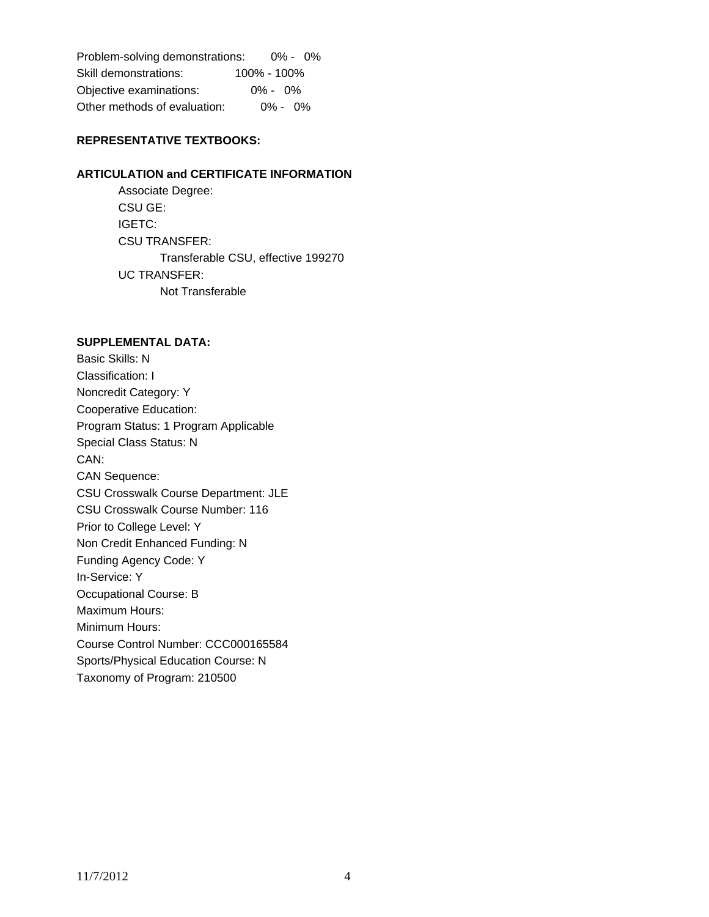Problem-solving demonstrations: 0% - 0%
Skill demonstrations: 100% - 100%
Objective examinations: 0% - 0%
Other methods of evaluation: 0% - 0%

**REPRESENTATIVE TEXTBOOKS:**

**ARTICULATION and CERTIFICATE INFORMATION**

Associate Degree:
CSU GE:
IGETC:
CSU TRANSFER:
Transferable CSU, effective 199270
UC TRANSFER:
Not Transferable

**SUPPLEMENTAL DATA:**

Basic Skills: N
Classification: I
Noncredit Category: Y
Cooperative Education:
Program Status: 1 Program Applicable
Special Class Status: N
CAN:
CAN Sequence:
CSU Crosswalk Course Department: JLE
CSU Crosswalk Course Number: 116
Prior to College Level: Y
Non Credit Enhanced Funding: N
Funding Agency Code: Y
In-Service: Y
Occupational Course: B
Maximum Hours:
Minimum Hours:
Course Control Number: CCC000165584
Sports/Physical Education Course: N
Taxonomy of Program: 210500